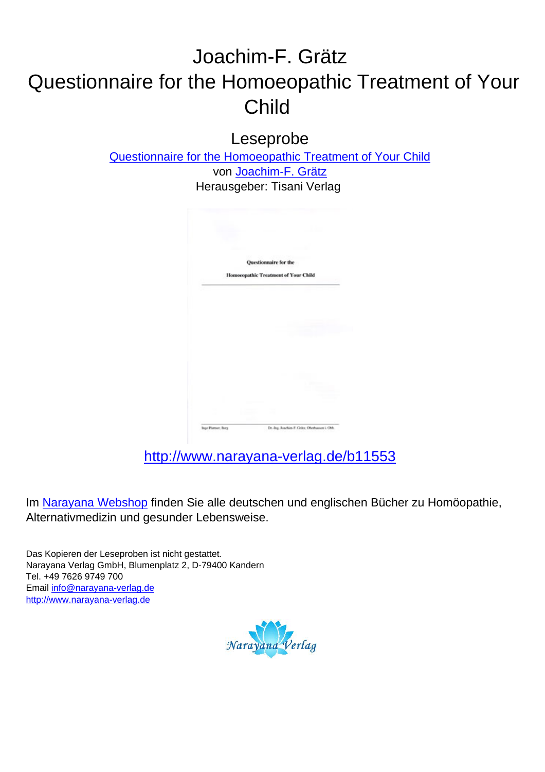# Joachim-F. Grätz
# Questionnaire for the Homoeopathic Treatment of Your Child

## Leseprobe

[Questionnaire for the Homoeopathic Treatment of Your Child](http://www.narayana-verlag.de/b11553)
von [Joachim-F. Grätz](http://www.narayana-verlag.de)
Herausgeber: Tisani Verlag

Questionnaire for the
Homoeopathic Treatment of Your Child

Inge Plattner, Berg    Dr.-Ing. Joachim-F. Grätz, Oberhausen i. Obb.

http://www.narayana-verlag.de/b11553

Im Narayana Webshop finden Sie alle deutschen und englischen Bücher zu Homöopathie, Alternativmedizin und gesunder Lebensweise.

Das Kopieren der Leseproben ist nicht gestattet.
Narayana Verlag GmbH, Blumenplatz 2, D-79400 Kandern
Tel. +49 7626 9749 700
Email info@narayana-verlag.de
http://www.narayana-verlag.de

Narayana Verlag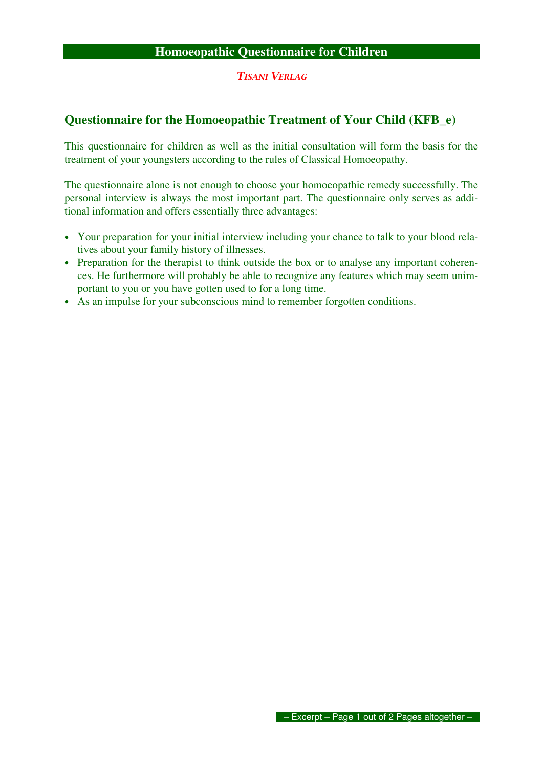# Homoeopathic Questionnaire for Children

*TISANI VERLAG*

## Questionnaire for the Homoeopathic Treatment of Your Child (KFB_e)

This questionnaire for children as well as the initial consultation will form the basis for the treatment of your youngsters according to the rules of Classical Homoeopathy.

The questionnaire alone is not enough to choose your homoeopathic remedy successfully. The personal interview is always the most important part. The questionnaire only serves as additional information and offers essentially three advantages:

- Your preparation for your initial interview including your chance to talk to your blood relatives about your family history of illnesses.
- Preparation for the therapist to think outside the box or to analyse any important coherences. He furthermore will probably be able to recognize any features which may seem unimportant to you or you have gotten used to for a long time.
- As an impulse for your subconscious mind to remember forgotten conditions.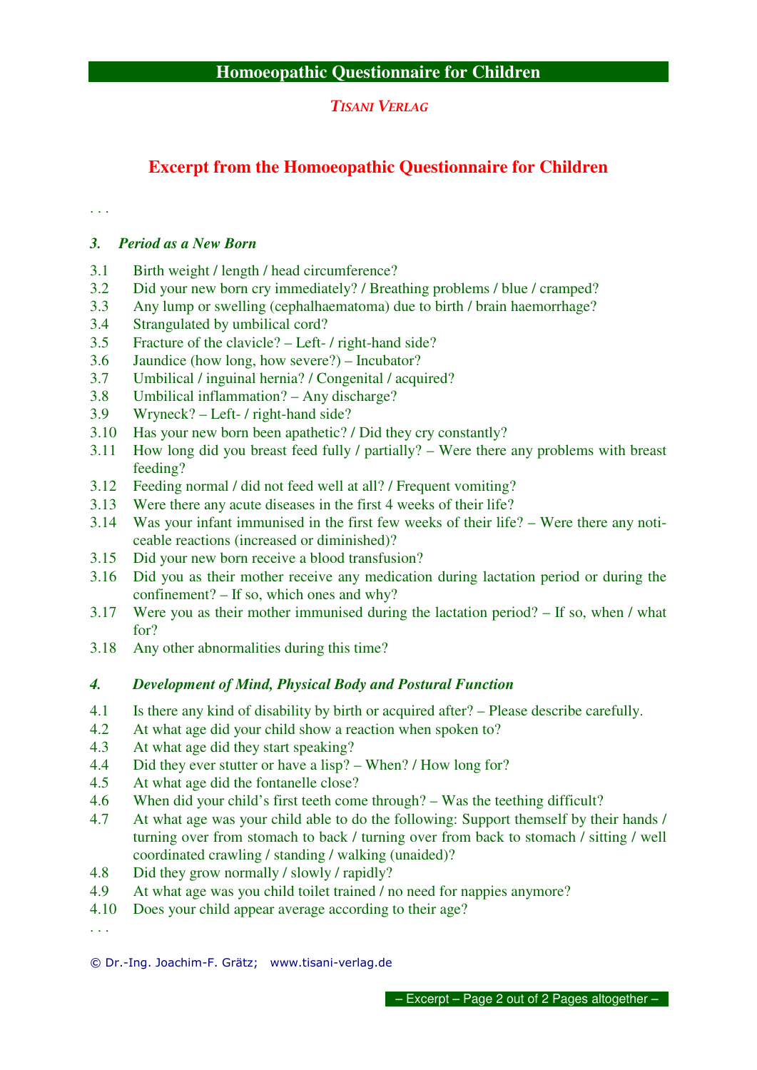# Homoeopathic Questionnaire for Children

*TISANI VERLAG*

## Excerpt from the Homoeopathic Questionnaire for Children

. . .

### *3. Period as a New Born*

3.1 Birth weight / length / head circumference?
3.2 Did your new born cry immediately? / Breathing problems / blue / cramped?
3.3 Any lump or swelling (cephalhaematoma) due to birth / brain haemorrhage?
3.4 Strangulated by umbilical cord?
3.5 Fracture of the clavicle? – Left- / right-hand side?
3.6 Jaundice (how long, how severe?) – Incubator?
3.7 Umbilical / inguinal hernia? / Congenital / acquired?
3.8 Umbilical inflammation? – Any discharge?
3.9 Wryneck? – Left- / right-hand side?
3.10 Has your new born been apathetic? / Did they cry constantly?
3.11 How long did you breast feed fully / partially? – Were there any problems with breast feeding?
3.12 Feeding normal / did not feed well at all? / Frequent vomiting?
3.13 Were there any acute diseases in the first 4 weeks of their life?
3.14 Was your infant immunised in the first few weeks of their life? – Were there any noticeable reactions (increased or diminished)?
3.15 Did your new born receive a blood transfusion?
3.16 Did you as their mother receive any medication during lactation period or during the confinement? – If so, which ones and why?
3.17 Were you as their mother immunised during the lactation period? – If so, when / what for?
3.18 Any other abnormalities during this time?

### *4. Development of Mind, Physical Body and Postural Function*

4.1 Is there any kind of disability by birth or acquired after? – Please describe carefully.
4.2 At what age did your child show a reaction when spoken to?
4.3 At what age did they start speaking?
4.4 Did they ever stutter or have a lisp? – When? / How long for?
4.5 At what age did the fontanelle close?
4.6 When did your child's first teeth come through? – Was the teething difficult?
4.7 At what age was your child able to do the following: Support themself by their hands / turning over from stomach to back / turning over from back to stomach / sitting / well coordinated crawling / standing / walking (unaided)?
4.8 Did they grow normally / slowly / rapidly?
4.9 At what age was you child toilet trained / no need for nappies anymore?
4.10 Does your child appear average according to their age?

. . .

© Dr.-Ing. Joachim-F. Grätz; www.tisani-verlag.de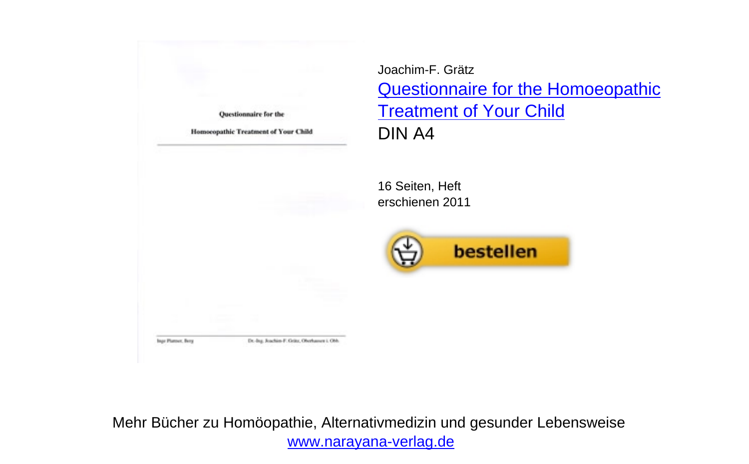Questionnaire for the

Homoeopathic Treatment of Your Child

Inge Platner, Berg

Dr.-Ing. Joachim-F. Grätz, Oberhausen i. Obb.

Joachim-F. Grätz

[Questionnaire for the Homoeopathic Treatment of Your Child](Questionnaire for the Homoeopathic Treatment of Your Child)

DIN A4

16 Seiten, Heft

erschienen 2011

bestellen

Mehr Bücher zu Homöopathie, Alternativmedizin und gesunder Lebensweise

www.narayana-verlag.de